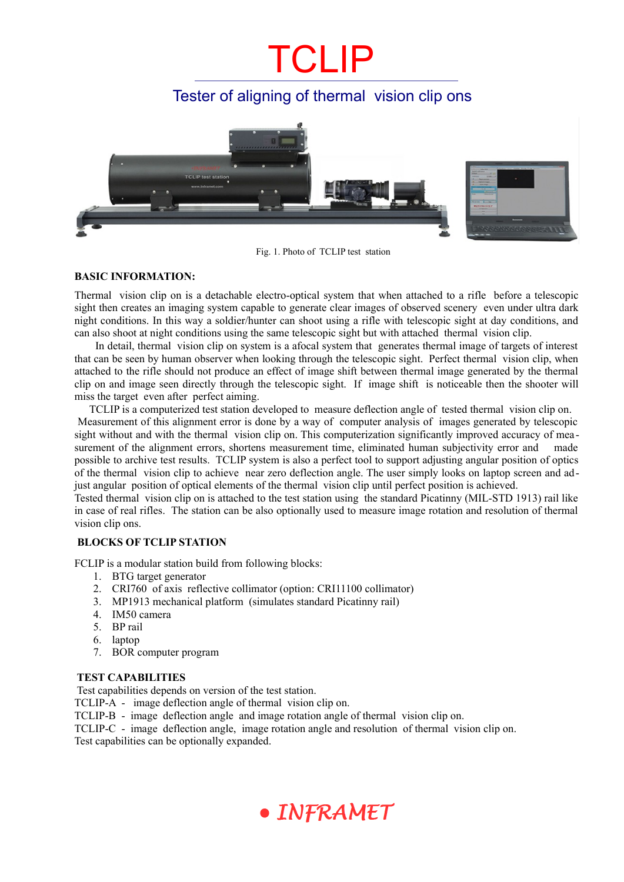# TCLIP

## Tester of aligning of thermal vision clip ons

Fig. 1. Photo of TCLIP test station

**BASIC INFORMATION:**

Thermal vision clip on is a detachable electro-optical system that when attached to a rifle before a telescopic sight then creates an imaging system capable to generate clear images of observed scenery even under ultra dark night conditions. In this way a soldier/hunter can shoot using a rifle with telescopic sight at day conditions, and can also shoot at night conditions using the same telescopic sight but with attached thermal vision clip.

In detail, thermal vision clip on system is a afocal system that generates thermal image of targets of interest that can be seen by human observer when looking through the telescopic sight. Perfect thermal vision clip, when attached to the rifle should not produce an effect of image shift between thermal image generated by the thermal clip on and image seen directly through the telescopic sight. If image shift is noticeable then the shooter will miss the target even after perfect aiming.

TCLIP is a computerized test station developed to measure deflection angle of tested thermal vision clip on. Measurement of this alignment error is done by a way of computer analysis of images generated by telescopic sight without and with the thermal vision clip on. This computerization significantly improved accuracy of measurement of the alignment errors, shortens measurement time, eliminated human subjectivity error and made possible to archive test results. TCLIP system is also a perfect tool to support adjusting angular position of optics of the thermal vision clip to achieve near zero deflection angle. The user simply looks on laptop screen and adjust angular position of optical elements of the thermal vision clip until perfect position is achieved.

Tested thermal vision clip on is attached to the test station using the standard Picatinny (MIL-STD 1913) rail like in case of real rifles. The station can be also optionally used to measure image rotation and resolution of thermal vision clip ons.

**BLOCKS OF TCLIP STATION**

FCLIP is a modular station build from following blocks:

1. BTG target generator
2. CRI760 of axis reflective collimator (option: CRI11100 collimator)
3. MP1913 mechanical platform (simulates standard Picatinny rail)
4. IM50 camera
5. BP rail
6. laptop
7. BOR computer program

**TEST CAPABILITIES**

Test capabilities depends on version of the test station.

TCLIP-A - image deflection angle of thermal vision clip on.

TCLIP-B - image deflection angle and image rotation angle of thermal vision clip on.

TCLIP-C - image deflection angle, image rotation angle and resolution of thermal vision clip on.

Test capabilities can be optionally expanded.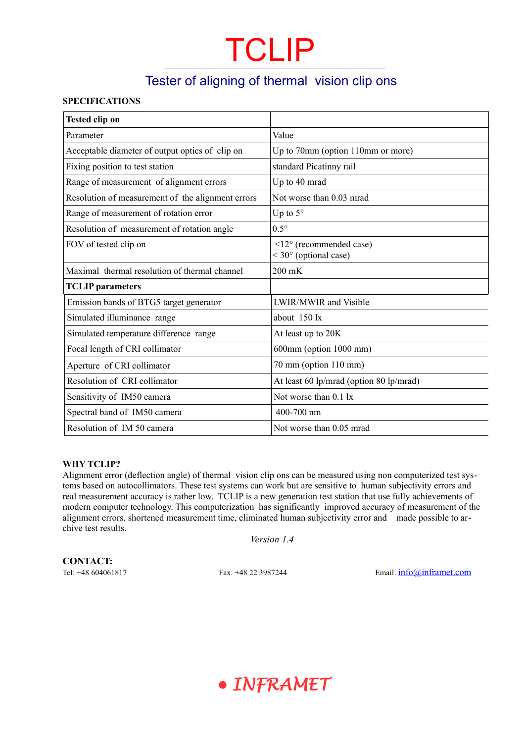# TCLIP

## Tester of aligning of thermal vision clip ons

**SPECIFICATIONS**

| | |
|---|---|
| **Tested clip on** | |
| Parameter | Value |
| Acceptable diameter of output optics of clip on | Up to 70mm (option 110mm or more) |
| Fixing position to test station | standard Picatinny rail |
| Range of measurement of alignment errors | Up to 40 mrad |
| Resolution of measurement of the alignment errors | Not worse than 0.03 mrad |
| Range of measurement of rotation error | Up to 5° |
| Resolution of measurement of rotation angle | 0.5° |
| FOV of tested clip on | <12° (recommended case)<br>< 30° (optional case) |
| Maximal thermal resolution of thermal channel | 200 mK |
| **TCLIP parameters** | |
| Emission bands of BTG5 target generator | LWIR/MWIR and Visible |
| Simulated illuminance range | about 150 lx |
| Simulated temperature difference range | At least up to 20K |
| Focal length of CRI collimator | 600mm (option 1000 mm) |
| Aperture of CRI collimator | 70 mm (option 110 mm) |
| Resolution of CRI collimator | At least 60 lp/mrad (option 80 lp/mrad) |
| Sensitivity of IM50 camera | Not worse than 0.1 lx |
| Spectral band of IM50 camera | 400-700 nm |
| Resolution of IM 50 camera | Not worse than 0.05 mrad |

**WHY TCLIP?**

Alignment error (deflection angle) of thermal vision clip ons can be measured using non computerized test systems based on autocollimators. These test systems can work but are sensitive to human subjectivity errors and real measurement accuracy is rather low. TCLIP is a new generation test station that use fully achievements of modern computer technology. This computerization has significantly improved accuracy of measurement of the alignment errors, shortened measurement time, eliminated human subjectivity error and made possible to archive test results.

*Version 1.4*

**CONTACT:**

Tel: +48 604061817 Fax: +48 22 3987244 Email: info@inframet.com

INFRAMET